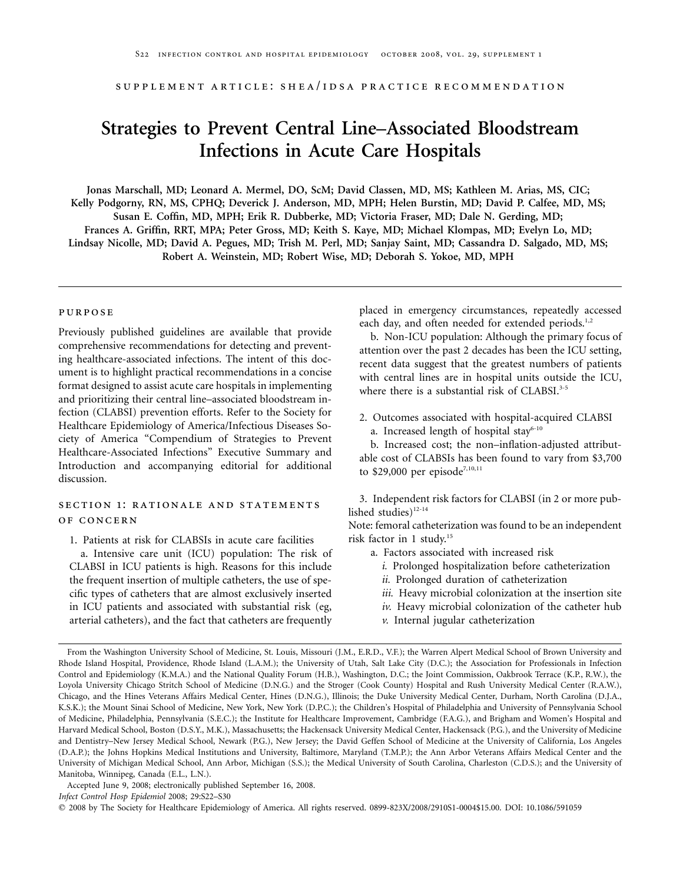supplement article: shea/idsa practice recommendation

# Strategies to Prevent Central Line–Associated Bloodstream Infections in Acute Care Hospitals

**Jonas Marschall, MD; Leonard A. Mermel, DO, ScM; David Classen, MD, MS; Kathleen M. Arias, MS, CIC; Kelly Podgorny, RN, MS, CPHQ; Deverick J. Anderson, MD, MPH; Helen Burstin, MD; David P. Calfee, MD, MS; Susan E. Coffin, MD, MPH; Erik R. Dubberke, MD; Victoria Fraser, MD; Dale N. Gerding, MD; Frances A. Griffin, RRT, MPA; Peter Gross, MD; Keith S. Kaye, MD; Michael Klompas, MD; Evelyn Lo, MD; Lindsay Nicolle, MD; David A. Pegues, MD; Trish M. Perl, MD; Sanjay Saint, MD; Cassandra D. Salgado, MD, MS; Robert A. Weinstein, MD; Robert Wise, MD; Deborah S. Yokoe, MD, MPH**

## purpose

Previously published guidelines are available that provide comprehensive recommendations for detecting and preventing healthcare-associated infections. The intent of this document is to highlight practical recommendations in a concise format designed to assist acute care hospitals in implementing and prioritizing their central line–associated bloodstream infection (CLABSI) prevention efforts. Refer to the Society for Healthcare Epidemiology of America/Infectious Diseases Society of America "Compendium of Strategies to Prevent Healthcare-Associated Infections" Executive Summary and Introduction and accompanying editorial for additional discussion.

## section 1: rationale and statements of concern

1. Patients at risk for CLABSIs in acute care facilities
   a. Intensive care unit (ICU) population: The risk of CLABSI in ICU patients is high. Reasons for this include the frequent insertion of multiple catheters, the use of specific types of catheters that are almost exclusively inserted in ICU patients and associated with substantial risk (eg, arterial catheters), and the fact that catheters are frequently placed in emergency circumstances, repeatedly accessed each day, and often needed for extended periods.[1,2]
   b. Non-ICU population: Although the primary focus of attention over the past 2 decades has been the ICU setting, recent data suggest that the greatest numbers of patients with central lines are in hospital units outside the ICU, where there is a substantial risk of CLABSI.[3-5]

2. Outcomes associated with hospital-acquired CLABSI
   a. Increased length of hospital stay[6-10]
   b. Increased cost; the non–inflation-adjusted attributable cost of CLABSIs has been found to vary from $3,700 to $29,000 per episode[7,10,11]

3. Independent risk factors for CLABSI (in 2 or more published studies)[12-14]
Note: femoral catheterization was found to be an independent risk factor in 1 study.[15]
   a. Factors associated with increased risk
      *i.* Prolonged hospitalization before catheterization
      *ii.* Prolonged duration of catheterization
      *iii.* Heavy microbial colonization at the insertion site
      *iv.* Heavy microbial colonization of the catheter hub
      *v.* Internal jugular catheterization

From the Washington University School of Medicine, St. Louis, Missouri (J.M., E.R.D., V.F.); the Warren Alpert Medical School of Brown University and Rhode Island Hospital, Providence, Rhode Island (L.A.M.); the University of Utah, Salt Lake City (D.C.); the Association for Professionals in Infection Control and Epidemiology (K.M.A.) and the National Quality Forum (H.B.), Washington, D.C.; the Joint Commission, Oakbrook Terrace (K.P., R.W.), the Loyola University Chicago Stritch School of Medicine (D.N.G.) and the Stroger (Cook County) Hospital and Rush University Medical Center (R.A.W.), Chicago, and the Hines Veterans Affairs Medical Center, Hines (D.N.G.), Illinois; the Duke University Medical Center, Durham, North Carolina (D.J.A., K.S.K.); the Mount Sinai School of Medicine, New York, New York (D.P.C.); the Children's Hospital of Philadelphia and University of Pennsylvania School of Medicine, Philadelphia, Pennsylvania (S.E.C.); the Institute for Healthcare Improvement, Cambridge (F.A.G.), and Brigham and Women's Hospital and Harvard Medical School, Boston (D.S.Y., M.K.), Massachusetts; the Hackensack University Medical Center, Hackensack (P.G.), and the University of Medicine and Dentistry–New Jersey Medical School, Newark (P.G.), New Jersey; the David Geffen School of Medicine at the University of California, Los Angeles (D.A.P.); the Johns Hopkins Medical Institutions and University, Baltimore, Maryland (T.M.P.); the Ann Arbor Veterans Affairs Medical Center and the University of Michigan Medical School, Ann Arbor, Michigan (S.S.); the Medical University of South Carolina, Charleston (C.D.S.); and the University of Manitoba, Winnipeg, Canada (E.L., L.N.).

Accepted June 9, 2008; electronically published September 16, 2008.

*Infect Control Hosp Epidemiol* 2008; 29:S22–S30

© 2008 by The Society for Healthcare Epidemiology of America. All rights reserved. 0899-823X/2008/2910S1-0004$15.00. DOI: 10.1086/591059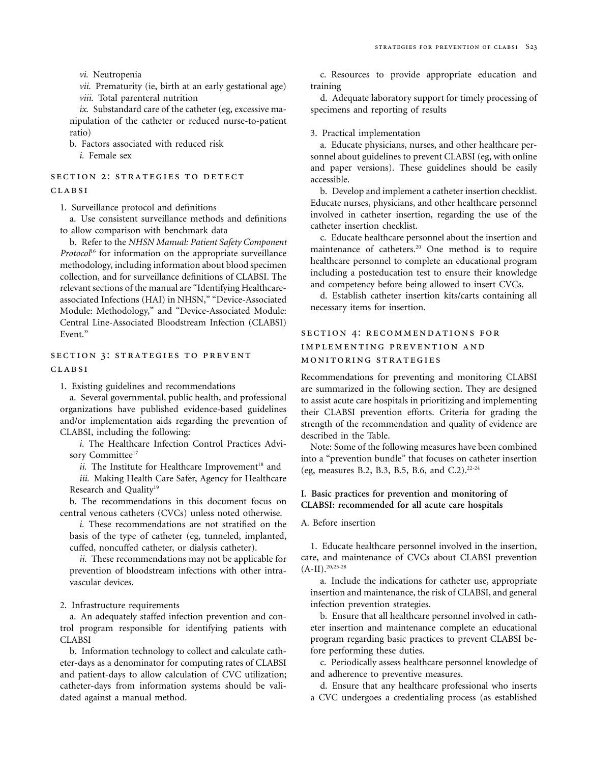*vi.* Neutropenia

*vii.* Prematurity (ie, birth at an early gestational age)

*viii.* Total parenteral nutrition

*ix.* Substandard care of the catheter (eg, excessive manipulation of the catheter or reduced nurse-to-patient ratio)

b. Factors associated with reduced risk

*i.* Female sex

## SECTION 2: STRATEGIES TO DETECT CLABSI

1. Surveillance protocol and definitions

a. Use consistent surveillance methods and definitions to allow comparison with benchmark data

b. Refer to the *NHSN Manual: Patient Safety Component Protocol*[16] for information on the appropriate surveillance methodology, including information about blood specimen collection, and for surveillance definitions of CLABSI. The relevant sections of the manual are "Identifying Healthcare-associated Infections (HAI) in NHSN," "Device-Associated Module: Methodology," and "Device-Associated Module: Central Line-Associated Bloodstream Infection (CLABSI) Event."

## SECTION 3: STRATEGIES TO PREVENT CLABSI

1. Existing guidelines and recommendations

a. Several governmental, public health, and professional organizations have published evidence-based guidelines and/or implementation aids regarding the prevention of CLABSI, including the following:

*i.* The Healthcare Infection Control Practices Advisory Committee[17]

*ii.* The Institute for Healthcare Improvement[18] and

*iii.* Making Health Care Safer, Agency for Healthcare Research and Quality[19]

b. The recommendations in this document focus on central venous catheters (CVCs) unless noted otherwise.

*i.* These recommendations are not stratified on the basis of the type of catheter (eg, tunneled, implanted, cuffed, noncuffed catheter, or dialysis catheter).

*ii.* These recommendations may not be applicable for prevention of bloodstream infections with other intravascular devices.

2. Infrastructure requirements

a. An adequately staffed infection prevention and control program responsible for identifying patients with CLABSI

b. Information technology to collect and calculate catheter-days as a denominator for computing rates of CLABSI and patient-days to allow calculation of CVC utilization; catheter-days from information systems should be validated against a manual method.

c. Resources to provide appropriate education and training

d. Adequate laboratory support for timely processing of specimens and reporting of results

3. Practical implementation

a. Educate physicians, nurses, and other healthcare personnel about guidelines to prevent CLABSI (eg, with online and paper versions). These guidelines should be easily accessible.

b. Develop and implement a catheter insertion checklist. Educate nurses, physicians, and other healthcare personnel involved in catheter insertion, regarding the use of the catheter insertion checklist.

c. Educate healthcare personnel about the insertion and maintenance of catheters.[20] One method is to require healthcare personnel to complete an educational program including a posteducation test to ensure their knowledge and competency before being allowed to insert CVCs.

d. Establish catheter insertion kits/carts containing all necessary items for insertion.

## SECTION 4: RECOMMENDATIONS FOR IMPLEMENTING PREVENTION AND MONITORING STRATEGIES

Recommendations for preventing and monitoring CLABSI are summarized in the following section. They are designed to assist acute care hospitals in prioritizing and implementing their CLABSI prevention efforts. Criteria for grading the strength of the recommendation and quality of evidence are described in the Table.

Note: Some of the following measures have been combined into a "prevention bundle" that focuses on catheter insertion (eg, measures B.2, B.3, B.5, B.6, and C.2).[22-24]

### I. Basic practices for prevention and monitoring of CLABSI: recommended for all acute care hospitals

A. Before insertion

1. Educate healthcare personnel involved in the insertion, care, and maintenance of CVCs about CLABSI prevention (A-II).[20,25-28]

a. Include the indications for catheter use, appropriate insertion and maintenance, the risk of CLABSI, and general infection prevention strategies.

b. Ensure that all healthcare personnel involved in catheter insertion and maintenance complete an educational program regarding basic practices to prevent CLABSI before performing these duties.

c. Periodically assess healthcare personnel knowledge of and adherence to preventive measures.

d. Ensure that any healthcare professional who inserts a CVC undergoes a credentialing process (as established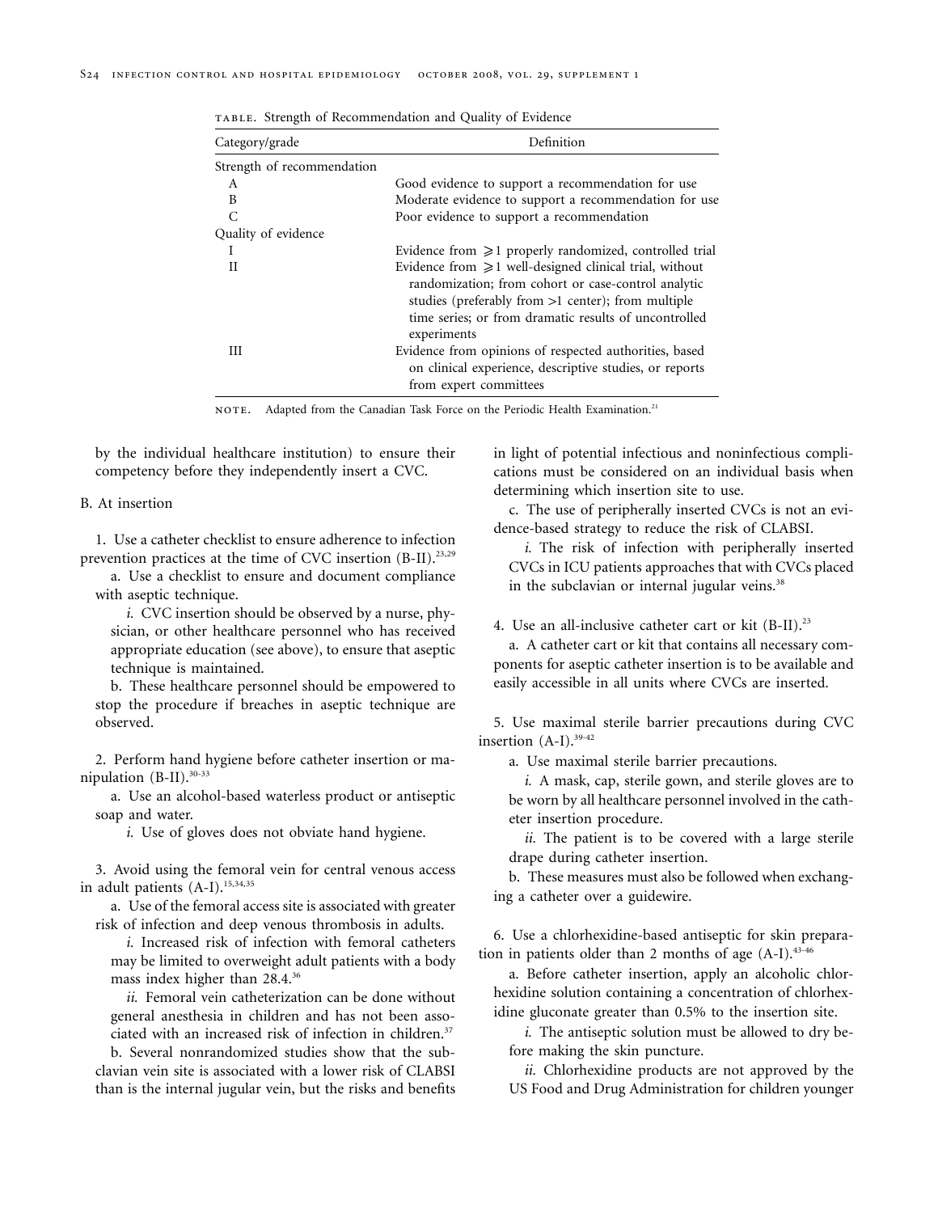TABLE. Strength of Recommendation and Quality of Evidence

| Category/grade | Definition |
|---|---|
| Strength of recommendation | |
| A | Good evidence to support a recommendation for use |
| B | Moderate evidence to support a recommendation for use |
| C | Poor evidence to support a recommendation |
| Quality of evidence | |
| I | Evidence from ⩾1 properly randomized, controlled trial |
| II | Evidence from ⩾1 well-designed clinical trial, without randomization; from cohort or case-control analytic studies (preferably from >1 center); from multiple time series; or from dramatic results of uncontrolled experiments |
| III | Evidence from opinions of respected authorities, based on clinical experience, descriptive studies, or reports from expert committees |

NOTE. Adapted from the Canadian Task Force on the Periodic Health Examination.[21]

by the individual healthcare institution) to ensure their competency before they independently insert a CVC.

B. At insertion

1. Use a catheter checklist to ensure adherence to infection prevention practices at the time of CVC insertion (B-II).[23,29]

a. Use a checklist to ensure and document compliance with aseptic technique.

*i.* CVC insertion should be observed by a nurse, physician, or other healthcare personnel who has received appropriate education (see above), to ensure that aseptic technique is maintained.

b. These healthcare personnel should be empowered to stop the procedure if breaches in aseptic technique are observed.

2. Perform hand hygiene before catheter insertion or manipulation (B-II).[30-33]

a. Use an alcohol-based waterless product or antiseptic soap and water.

*i.* Use of gloves does not obviate hand hygiene.

3. Avoid using the femoral vein for central venous access in adult patients (A-I).[15,34,35]

a. Use of the femoral access site is associated with greater risk of infection and deep venous thrombosis in adults.

*i.* Increased risk of infection with femoral catheters may be limited to overweight adult patients with a body mass index higher than 28.4.[36]

*ii.* Femoral vein catheterization can be done without general anesthesia in children and has not been associated with an increased risk of infection in children.[37]

b. Several nonrandomized studies show that the subclavian vein site is associated with a lower risk of CLABSI than is the internal jugular vein, but the risks and benefits in light of potential infectious and noninfectious complications must be considered on an individual basis when determining which insertion site to use.

c. The use of peripherally inserted CVCs is not an evidence-based strategy to reduce the risk of CLABSI.

*i.* The risk of infection with peripherally inserted CVCs in ICU patients approaches that with CVCs placed in the subclavian or internal jugular veins.[38]

4. Use an all-inclusive catheter cart or kit (B-II).[23]

a. A catheter cart or kit that contains all necessary components for aseptic catheter insertion is to be available and easily accessible in all units where CVCs are inserted.

5. Use maximal sterile barrier precautions during CVC insertion (A-I).[39-42]

a. Use maximal sterile barrier precautions.

*i.* A mask, cap, sterile gown, and sterile gloves are to be worn by all healthcare personnel involved in the catheter insertion procedure.

*ii.* The patient is to be covered with a large sterile drape during catheter insertion.

b. These measures must also be followed when exchanging a catheter over a guidewire.

6. Use a chlorhexidine-based antiseptic for skin preparation in patients older than 2 months of age (A-I).[43-46]

a. Before catheter insertion, apply an alcoholic chlorhexidine solution containing a concentration of chlorhexidine gluconate greater than 0.5% to the insertion site.

*i.* The antiseptic solution must be allowed to dry before making the skin puncture.

*ii.* Chlorhexidine products are not approved by the US Food and Drug Administration for children younger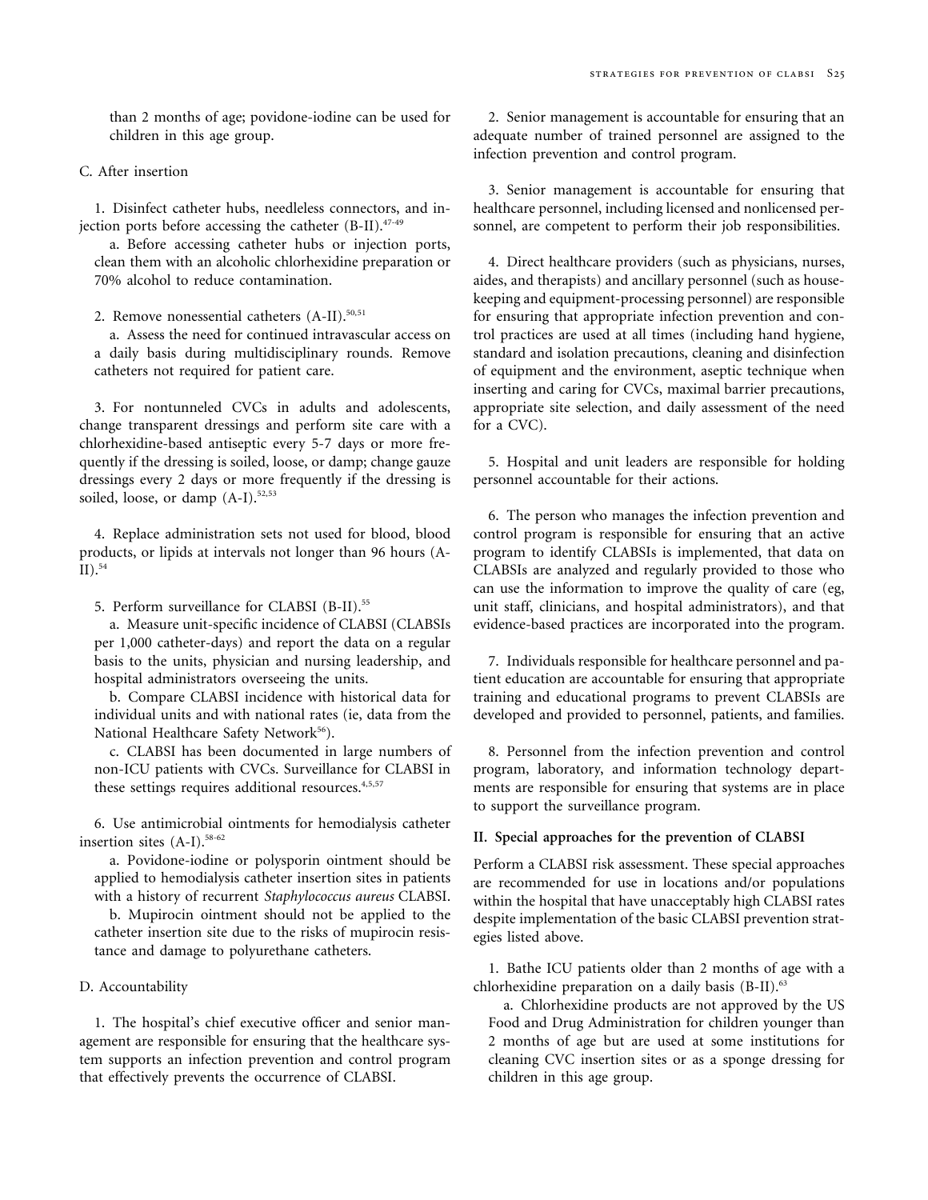than 2 months of age; povidone-iodine can be used for children in this age group.

C. After insertion

1. Disinfect catheter hubs, needleless connectors, and injection ports before accessing the catheter (B-II).[47-49]

a. Before accessing catheter hubs or injection ports, clean them with an alcoholic chlorhexidine preparation or 70% alcohol to reduce contamination.

2. Remove nonessential catheters (A-II).[50,51]

a. Assess the need for continued intravascular access on a daily basis during multidisciplinary rounds. Remove catheters not required for patient care.

3. For nontunneled CVCs in adults and adolescents, change transparent dressings and perform site care with a chlorhexidine-based antiseptic every 5-7 days or more frequently if the dressing is soiled, loose, or damp; change gauze dressings every 2 days or more frequently if the dressing is soiled, loose, or damp (A-I).[52,53]

4. Replace administration sets not used for blood, blood products, or lipids at intervals not longer than 96 hours (A-II).[54]

5. Perform surveillance for CLABSI (B-II).[55]

a. Measure unit-specific incidence of CLABSI (CLABSIs per 1,000 catheter-days) and report the data on a regular basis to the units, physician and nursing leadership, and hospital administrators overseeing the units.

b. Compare CLABSI incidence with historical data for individual units and with national rates (ie, data from the National Healthcare Safety Network[56]).

c. CLABSI has been documented in large numbers of non-ICU patients with CVCs. Surveillance for CLABSI in these settings requires additional resources.[4,5,57]

6. Use antimicrobial ointments for hemodialysis catheter insertion sites (A-I).[58-62]

a. Povidone-iodine or polysporin ointment should be applied to hemodialysis catheter insertion sites in patients with a history of recurrent *Staphylococcus aureus* CLABSI.

b. Mupirocin ointment should not be applied to the catheter insertion site due to the risks of mupirocin resistance and damage to polyurethane catheters.

D. Accountability

1. The hospital's chief executive officer and senior management are responsible for ensuring that the healthcare system supports an infection prevention and control program that effectively prevents the occurrence of CLABSI.

2. Senior management is accountable for ensuring that an adequate number of trained personnel are assigned to the infection prevention and control program.

3. Senior management is accountable for ensuring that healthcare personnel, including licensed and nonlicensed personnel, are competent to perform their job responsibilities.

4. Direct healthcare providers (such as physicians, nurses, aides, and therapists) and ancillary personnel (such as housekeeping and equipment-processing personnel) are responsible for ensuring that appropriate infection prevention and control practices are used at all times (including hand hygiene, standard and isolation precautions, cleaning and disinfection of equipment and the environment, aseptic technique when inserting and caring for CVCs, maximal barrier precautions, appropriate site selection, and daily assessment of the need for a CVC).

5. Hospital and unit leaders are responsible for holding personnel accountable for their actions.

6. The person who manages the infection prevention and control program is responsible for ensuring that an active program to identify CLABSIs is implemented, that data on CLABSIs are analyzed and regularly provided to those who can use the information to improve the quality of care (eg, unit staff, clinicians, and hospital administrators), and that evidence-based practices are incorporated into the program.

7. Individuals responsible for healthcare personnel and patient education are accountable for ensuring that appropriate training and educational programs to prevent CLABSIs are developed and provided to personnel, patients, and families.

8. Personnel from the infection prevention and control program, laboratory, and information technology departments are responsible for ensuring that systems are in place to support the surveillance program.

## II. Special approaches for the prevention of CLABSI

Perform a CLABSI risk assessment. These special approaches are recommended for use in locations and/or populations within the hospital that have unacceptably high CLABSI rates despite implementation of the basic CLABSI prevention strategies listed above.

1. Bathe ICU patients older than 2 months of age with a chlorhexidine preparation on a daily basis (B-II).[63]

a. Chlorhexidine products are not approved by the US Food and Drug Administration for children younger than 2 months of age but are used at some institutions for cleaning CVC insertion sites or as a sponge dressing for children in this age group.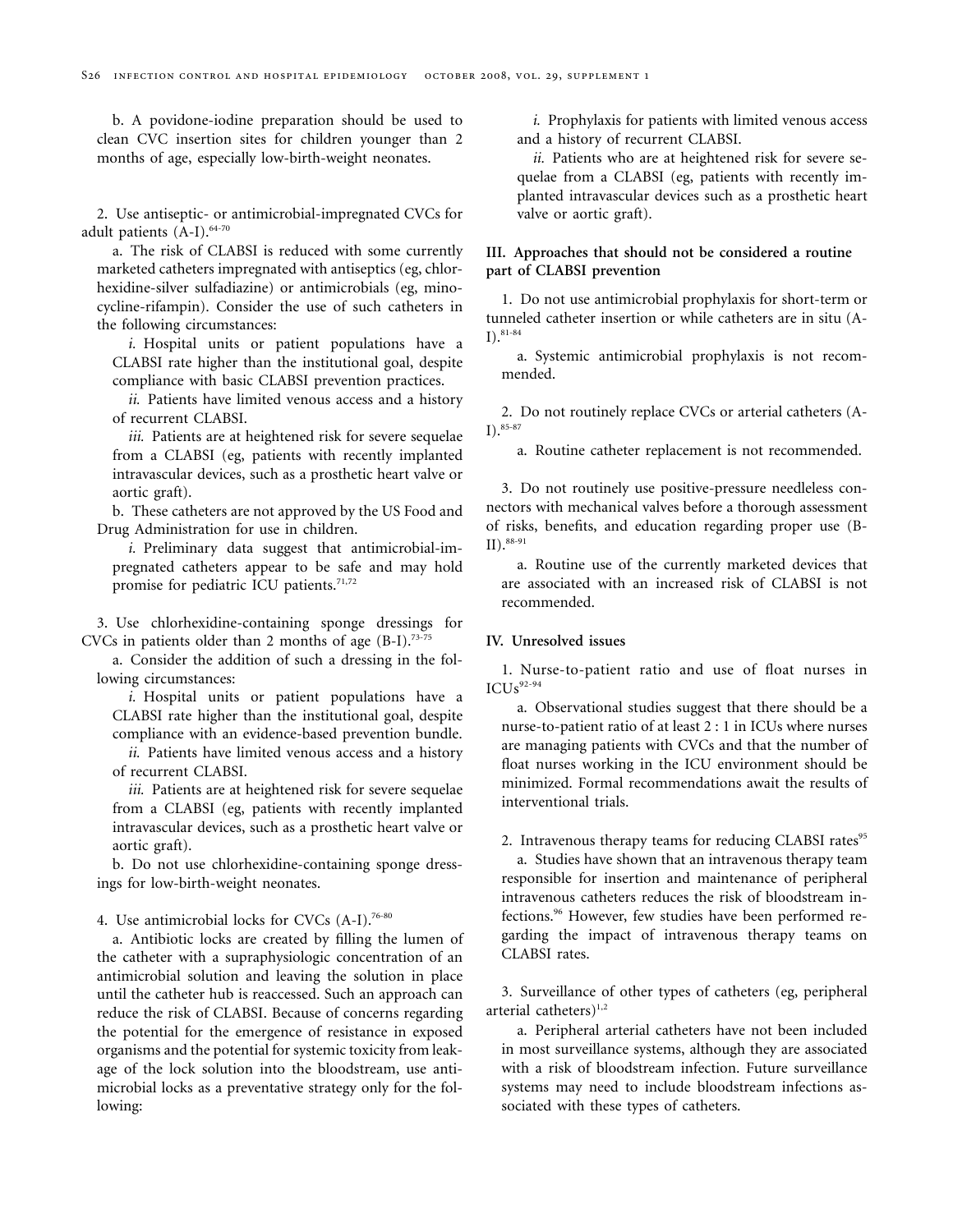b. A povidone-iodine preparation should be used to clean CVC insertion sites for children younger than 2 months of age, especially low-birth-weight neonates.

2. Use antiseptic- or antimicrobial-impregnated CVCs for adult patients (A-I).[64-70]

a. The risk of CLABSI is reduced with some currently marketed catheters impregnated with antiseptics (eg, chlorhexidine-silver sulfadiazine) or antimicrobials (eg, minocycline-rifampin). Consider the use of such catheters in the following circumstances:

*i.* Hospital units or patient populations have a CLABSI rate higher than the institutional goal, despite compliance with basic CLABSI prevention practices.

*ii.* Patients have limited venous access and a history of recurrent CLABSI.

*iii.* Patients are at heightened risk for severe sequelae from a CLABSI (eg, patients with recently implanted intravascular devices, such as a prosthetic heart valve or aortic graft).

b. These catheters are not approved by the US Food and Drug Administration for use in children.

*i.* Preliminary data suggest that antimicrobial-impregnated catheters appear to be safe and may hold promise for pediatric ICU patients.[71,72]

3. Use chlorhexidine-containing sponge dressings for CVCs in patients older than 2 months of age (B-I).[73-75]

a. Consider the addition of such a dressing in the following circumstances:

*i.* Hospital units or patient populations have a CLABSI rate higher than the institutional goal, despite compliance with an evidence-based prevention bundle.

*ii.* Patients have limited venous access and a history of recurrent CLABSI.

*iii.* Patients are at heightened risk for severe sequelae from a CLABSI (eg, patients with recently implanted intravascular devices, such as a prosthetic heart valve or aortic graft).

b. Do not use chlorhexidine-containing sponge dressings for low-birth-weight neonates.

4. Use antimicrobial locks for CVCs (A-I).[76-80]

a. Antibiotic locks are created by filling the lumen of the catheter with a supraphysiologic concentration of an antimicrobial solution and leaving the solution in place until the catheter hub is reaccessed. Such an approach can reduce the risk of CLABSI. Because of concerns regarding the potential for the emergence of resistance in exposed organisms and the potential for systemic toxicity from leakage of the lock solution into the bloodstream, use antimicrobial locks as a preventative strategy only for the following:

*i.* Prophylaxis for patients with limited venous access and a history of recurrent CLABSI.

*ii.* Patients who are at heightened risk for severe sequelae from a CLABSI (eg, patients with recently implanted intravascular devices such as a prosthetic heart valve or aortic graft).

### III. Approaches that should not be considered a routine part of CLABSI prevention

1. Do not use antimicrobial prophylaxis for short-term or tunneled catheter insertion or while catheters are in situ (A-I).[81-84]

a. Systemic antimicrobial prophylaxis is not recommended.

2. Do not routinely replace CVCs or arterial catheters (A-I).[85-87]

a. Routine catheter replacement is not recommended.

3. Do not routinely use positive-pressure needleless connectors with mechanical valves before a thorough assessment of risks, benefits, and education regarding proper use (B-II).[88-91]

a. Routine use of the currently marketed devices that are associated with an increased risk of CLABSI is not recommended.

### IV. Unresolved issues

1. Nurse-to-patient ratio and use of float nurses in ICUs[92-94]

a. Observational studies suggest that there should be a nurse-to-patient ratio of at least 2 : 1 in ICUs where nurses are managing patients with CVCs and that the number of float nurses working in the ICU environment should be minimized. Formal recommendations await the results of interventional trials.

2. Intravenous therapy teams for reducing CLABSI rates[95]

a. Studies have shown that an intravenous therapy team responsible for insertion and maintenance of peripheral intravenous catheters reduces the risk of bloodstream infections.[96] However, few studies have been performed regarding the impact of intravenous therapy teams on CLABSI rates.

3. Surveillance of other types of catheters (eg, peripheral arterial catheters)[1,2]

a. Peripheral arterial catheters have not been included in most surveillance systems, although they are associated with a risk of bloodstream infection. Future surveillance systems may need to include bloodstream infections associated with these types of catheters.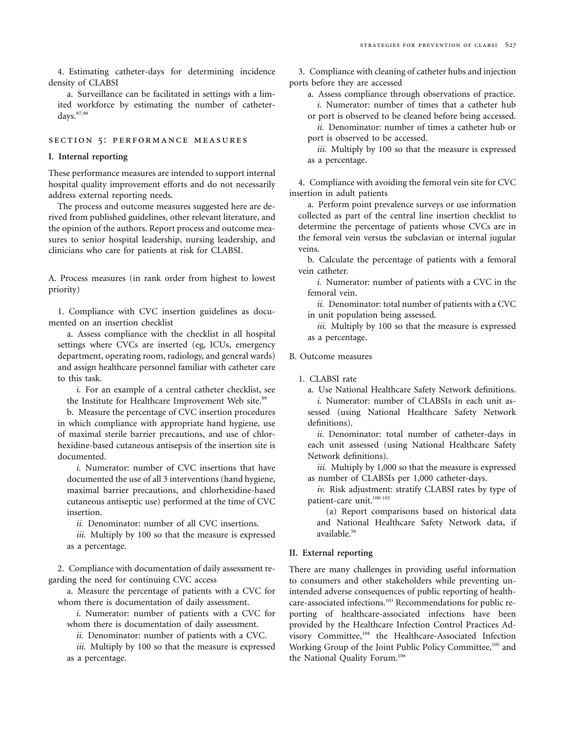4. Estimating catheter-days for determining incidence density of CLABSI

a. Surveillance can be facilitated in settings with a limited workforce by estimating the number of catheter-days.[97,98]

## SECTION 5: PERFORMANCE MEASURES

### I. Internal reporting

These performance measures are intended to support internal hospital quality improvement efforts and do not necessarily address external reporting needs.

The process and outcome measures suggested here are derived from published guidelines, other relevant literature, and the opinion of the authors. Report process and outcome measures to senior hospital leadership, nursing leadership, and clinicians who care for patients at risk for CLABSI.

A. Process measures (in rank order from highest to lowest priority)

1. Compliance with CVC insertion guidelines as documented on an insertion checklist

a. Assess compliance with the checklist in all hospital settings where CVCs are inserted (eg, ICUs, emergency department, operating room, radiology, and general wards) and assign healthcare personnel familiar with catheter care to this task.

*i.* For an example of a central catheter checklist, see the Institute for Healthcare Improvement Web site.[99]

b. Measure the percentage of CVC insertion procedures in which compliance with appropriate hand hygiene, use of maximal sterile barrier precautions, and use of chlorhexidine-based cutaneous antisepsis of the insertion site is documented.

*i.* Numerator: number of CVC insertions that have documented the use of all 3 interventions (hand hygiene, maximal barrier precautions, and chlorhexidine-based cutaneous antiseptic use) performed at the time of CVC insertion.

*ii.* Denominator: number of all CVC insertions.

*iii.* Multiply by 100 so that the measure is expressed as a percentage.

2. Compliance with documentation of daily assessment regarding the need for continuing CVC access

a. Measure the percentage of patients with a CVC for whom there is documentation of daily assessment.

*i.* Numerator: number of patients with a CVC for whom there is documentation of daily assessment.

*ii.* Denominator: number of patients with a CVC.

*iii.* Multiply by 100 so that the measure is expressed as a percentage.

3. Compliance with cleaning of catheter hubs and injection ports before they are accessed

a. Assess compliance through observations of practice.

*i.* Numerator: number of times that a catheter hub or port is observed to be cleaned before being accessed.

*ii.* Denominator: number of times a catheter hub or port is observed to be accessed.

*iii.* Multiply by 100 so that the measure is expressed as a percentage.

4. Compliance with avoiding the femoral vein site for CVC insertion in adult patients

a. Perform point prevalence surveys or use information collected as part of the central line insertion checklist to determine the percentage of patients whose CVCs are in the femoral vein versus the subclavian or internal jugular veins.

b. Calculate the percentage of patients with a femoral vein catheter.

*i.* Numerator: number of patients with a CVC in the femoral vein.

*ii.* Denominator: total number of patients with a CVC in unit population being assessed.

*iii.* Multiply by 100 so that the measure is expressed as a percentage.

B. Outcome measures

1. CLABSI rate

a. Use National Healthcare Safety Network definitions.

*i.* Numerator: number of CLABSIs in each unit assessed (using National Healthcare Safety Network definitions).

*ii.* Denominator: total number of catheter-days in each unit assessed (using National Healthcare Safety Network definitions).

*iii.* Multiply by 1,000 so that the measure is expressed as number of CLABSIs per 1,000 catheter-days.

*iv.* Risk adjustment: stratify CLABSI rates by type of patient-care unit.[100-102]

(a) Report comparisons based on historical data and National Healthcare Safety Network data, if available.[56]

### II. External reporting

There are many challenges in providing useful information to consumers and other stakeholders while preventing unintended adverse consequences of public reporting of healthcare-associated infections.[103] Recommendations for public reporting of healthcare-associated infections have been provided by the Healthcare Infection Control Practices Advisory Committee,[104] the Healthcare-Associated Infection Working Group of the Joint Public Policy Committee,[105] and the National Quality Forum.[106]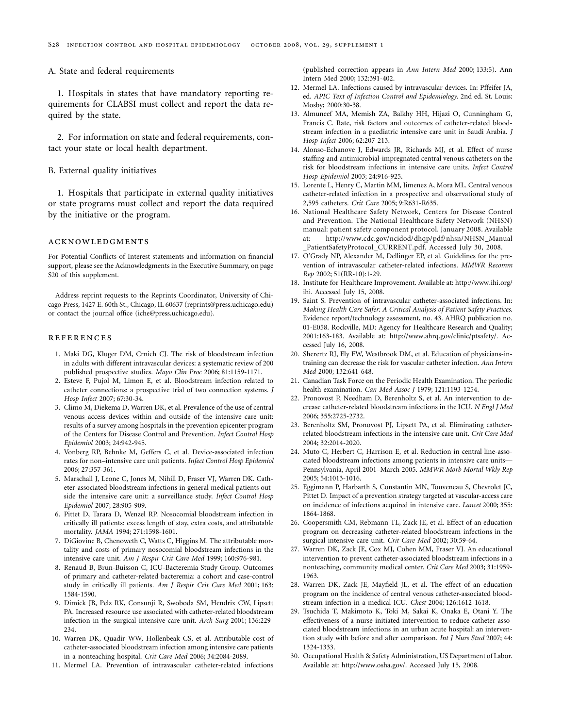A. State and federal requirements

1. Hospitals in states that have mandatory reporting requirements for CLABSI must collect and report the data required by the state.

2. For information on state and federal requirements, contact your state or local health department.

B. External quality initiatives

1. Hospitals that participate in external quality initiatives or state programs must collect and report the data required by the initiative or the program.

## ACKNOWLEDGMENTS

For Potential Conflicts of Interest statements and information on financial support, please see the Acknowledgments in the Executive Summary, on page S20 of this supplement.

Address reprint requests to the Reprints Coordinator, University of Chicago Press, 1427 E. 60th St., Chicago, IL 60637 (reprints@press.uchicago.edu) or contact the journal office (iche@press.uchicago.edu).

## REFERENCES

1. Maki DG, Kluger DM, Crnich CJ. The risk of bloodstream infection in adults with different intravascular devices: a systematic review of 200 published prospective studies. *Mayo Clin Proc* 2006; 81:1159-1171.
2. Esteve F, Pujol M, Limon E, et al. Bloodstream infection related to catheter connections: a prospective trial of two connection systems. *J Hosp Infect* 2007; 67:30-34.
3. Climo M, Diekema D, Warren DK, et al. Prevalence of the use of central venous access devices within and outside of the intensive care unit: results of a survey among hospitals in the prevention epicenter program of the Centers for Disease Control and Prevention. *Infect Control Hosp Epidemiol* 2003; 24:942-945.
4. Vonberg RP, Behnke M, Geffers C, et al. Device-associated infection rates for non–intensive care unit patients. *Infect Control Hosp Epidemiol* 2006; 27:357-361.
5. Marschall J, Leone C, Jones M, Nihill D, Fraser VJ, Warren DK. Catheter-associated bloodstream infections in general medical patients outside the intensive care unit: a surveillance study. *Infect Control Hosp Epidemiol* 2007; 28:905-909.
6. Pittet D, Tarara D, Wenzel RP. Nosocomial bloodstream infection in critically ill patients: excess length of stay, extra costs, and attributable mortality. *JAMA* 1994; 271:1598-1601.
7. DiGiovine B, Chenoweth C, Watts C, Higgins M. The attributable mortality and costs of primary nosocomial bloodstream infections in the intensive care unit. *Am J Respir Crit Care Med* 1999; 160:976-981.
8. Renaud B, Brun-Buisson C, ICU-Bacteremia Study Group. Outcomes of primary and catheter-related bacteremia: a cohort and case-control study in critically ill patients. *Am J Respir Crit Care Med* 2001; 163: 1584-1590.
9. Dimick JB, Pelz RK, Consunji R, Swoboda SM, Hendrix CW, Lipsett PA. Increased resource use associated with catheter-related bloodstream infection in the surgical intensive care unit. *Arch Surg* 2001; 136:229-234.
10. Warren DK, Quadir WW, Hollenbeak CS, et al. Attributable cost of catheter-associated bloodstream infection among intensive care patients in a nonteaching hospital. *Crit Care Med* 2006; 34:2084-2089.
11. Mermel LA. Prevention of intravascular catheter-related infections (published correction appears in *Ann Intern Med* 2000; 133:5). Ann Intern Med 2000; 132:391-402.
12. Mermel LA. Infections caused by intravascular devices. In: Pffeifer JA, ed. *APIC Text of Infection Control and Epidemiology.* 2nd ed. St. Louis: Mosby; 2000:30-38.
13. Almuneef MA, Memish ZA, Balkhy HH, Hijazi O, Cunningham G, Francis C. Rate, risk factors and outcomes of catheter-related bloodstream infection in a paediatric intensive care unit in Saudi Arabia. *J Hosp Infect* 2006; 62:207-213.
14. Alonso-Echanove J, Edwards JR, Richards MJ, et al. Effect of nurse staffing and antimicrobial-impregnated central venous catheters on the risk for bloodstream infections in intensive care units. *Infect Control Hosp Epidemiol* 2003; 24:916-925.
15. Lorente L, Henry C, Martin MM, Jimenez A, Mora ML. Central venous catheter-related infection in a prospective and observational study of 2,595 catheters. *Crit Care* 2005; 9:R631-R635.
16. National Healthcare Safety Network, Centers for Disease Control and Prevention. The National Healthcare Safety Network (NHSN) manual: patient safety component protocol. January 2008. Available at: http://www.cdc.gov/ncidod/dhqp/pdf/nhsn/NHSN_Manual_PatientSafetyProtocol_CURRENT.pdf. Accessed July 30, 2008.
17. O'Grady NP, Alexander M, Dellinger EP, et al. Guidelines for the prevention of intravascular catheter-related infections. *MMWR Recomm Rep* 2002; 51(RR-10):1-29.
18. Institute for Healthcare Improvement. Available at: http://www.ihi.org/ihi. Accessed July 15, 2008.
19. Saint S. Prevention of intravascular catheter-associated infections. In: *Making Health Care Safer: A Critical Analysis of Patient Safety Practices.* Evidence report/technology assessment, no. 43. AHRQ publication no. 01-E058. Rockville, MD: Agency for Healthcare Research and Quality; 2001:163-183. Available at: http://www.ahrq.gov/clinic/ptsafety/. Accessed July 16, 2008.
20. Sherertz RJ, Ely EW, Westbrook DM, et al. Education of physicians-in-training can decrease the risk for vascular catheter infection. *Ann Intern Med* 2000; 132:641-648.
21. Canadian Task Force on the Periodic Health Examination. The periodic health examination. *Can Med Assoc J* 1979; 121:1193-1254.
22. Pronovost P, Needham D, Berenholtz S, et al. An intervention to decrease catheter-related bloodstream infections in the ICU. *N Engl J Med* 2006; 355:2725-2732.
23. Berenholtz SM, Pronovost PJ, Lipsett PA, et al. Eliminating catheter-related bloodstream infections in the intensive care unit. *Crit Care Med* 2004; 32:2014-2020.
24. Muto C, Herbert C, Harrison E, et al. Reduction in central line-associated bloodstream infections among patients in intensive care units—Pennsylvania, April 2001–March 2005. *MMWR Morb Mortal Wkly Rep* 2005; 54:1013-1016.
25. Eggimann P, Harbarth S, Constantin MN, Touveneau S, Chevrolet JC, Pittet D. Impact of a prevention strategy targeted at vascular-access care on incidence of infections acquired in intensive care. *Lancet* 2000; 355: 1864-1868.
26. Coopersmith CM, Rebmann TL, Zack JE, et al. Effect of an education program on decreasing catheter-related bloodstream infections in the surgical intensive care unit. *Crit Care Med* 2002; 30:59-64.
27. Warren DK, Zack JE, Cox MJ, Cohen MM, Fraser VJ. An educational intervention to prevent catheter-associated bloodstream infections in a nonteaching, community medical center. *Crit Care Med* 2003; 31:1959-1963.
28. Warren DK, Zack JE, Mayfield JL, et al. The effect of an education program on the incidence of central venous catheter-associated bloodstream infection in a medical ICU. *Chest* 2004; 126:1612-1618.
29. Tsuchida T, Makimoto K, Toki M, Sakai K, Onaka E, Otani Y. The effectiveness of a nurse-initiated intervention to reduce catheter-associated bloodstream infections in an urban acute hospital: an intervention study with before and after comparison. *Int J Nurs Stud* 2007; 44: 1324-1333.
30. Occupational Health & Safety Administration, US Department of Labor. Available at: http://www.osha.gov/. Accessed July 15, 2008.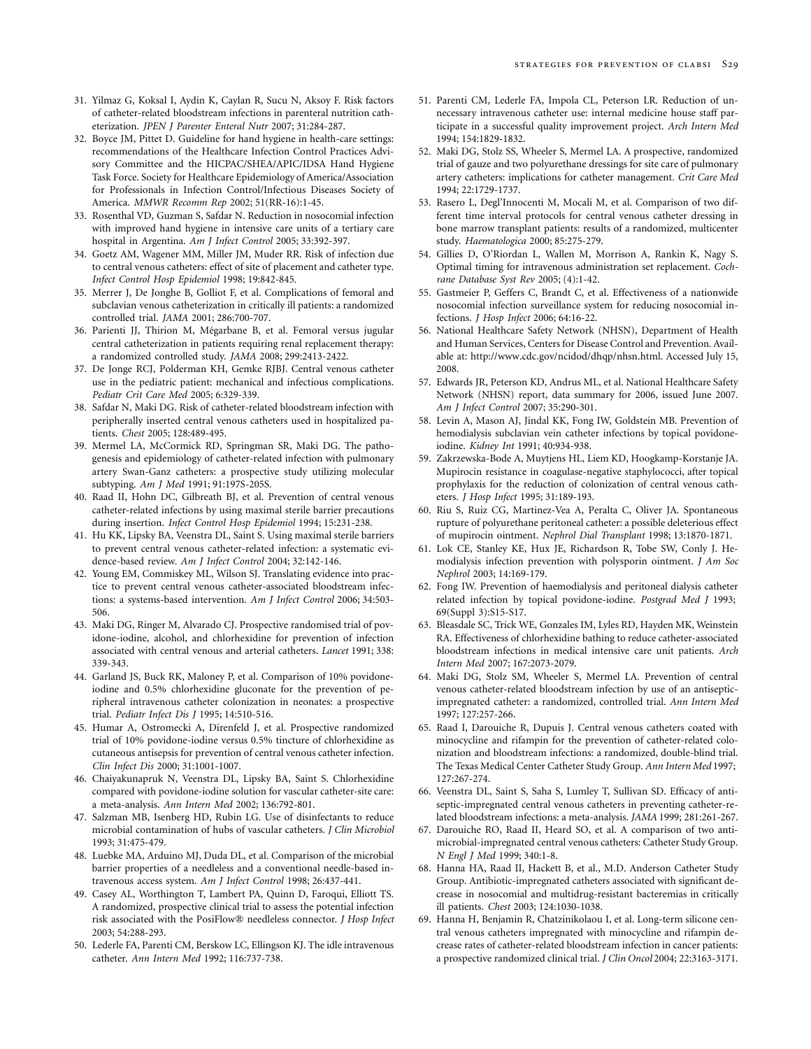31. Yilmaz G, Koksal I, Aydin K, Caylan R, Sucu N, Aksoy F. Risk factors of catheter-related bloodstream infections in parenteral nutrition catheterization. *JPEN J Parenter Enteral Nutr* 2007; 31:284-287.
32. Boyce JM, Pittet D. Guideline for hand hygiene in health-care settings: recommendations of the Healthcare Infection Control Practices Advisory Committee and the HICPAC/SHEA/APIC/IDSA Hand Hygiene Task Force. Society for Healthcare Epidemiology of America/Association for Professionals in Infection Control/Infectious Diseases Society of America. *MMWR Recomm Rep* 2002; 51(RR-16):1-45.
33. Rosenthal VD, Guzman S, Safdar N. Reduction in nosocomial infection with improved hand hygiene in intensive care units of a tertiary care hospital in Argentina. *Am J Infect Control* 2005; 33:392-397.
34. Goetz AM, Wagener MM, Miller JM, Muder RR. Risk of infection due to central venous catheters: effect of site of placement and catheter type. *Infect Control Hosp Epidemiol* 1998; 19:842-845.
35. Merrer J, De Jonghe B, Golliot F, et al. Complications of femoral and subclavian venous catheterization in critically ill patients: a randomized controlled trial. *JAMA* 2001; 286:700-707.
36. Parienti JJ, Thirion M, Mégarbane B, et al. Femoral versus jugular central catheterization in patients requiring renal replacement therapy: a randomized controlled study. *JAMA* 2008; 299:2413-2422.
37. De Jonge RCJ, Polderman KH, Gemke RJBJ. Central venous catheter use in the pediatric patient: mechanical and infectious complications. *Pediatr Crit Care Med* 2005; 6:329-339.
38. Safdar N, Maki DG. Risk of catheter-related bloodstream infection with peripherally inserted central venous catheters used in hospitalized patients. *Chest* 2005; 128:489-495.
39. Mermel LA, McCormick RD, Springman SR, Maki DG. The pathogenesis and epidemiology of catheter-related infection with pulmonary artery Swan-Ganz catheters: a prospective study utilizing molecular subtyping. *Am J Med* 1991; 91:197S-205S.
40. Raad II, Hohn DC, Gilbreath BJ, et al. Prevention of central venous catheter-related infections by using maximal sterile barrier precautions during insertion. *Infect Control Hosp Epidemiol* 1994; 15:231-238.
41. Hu KK, Lipsky BA, Veenstra DL, Saint S. Using maximal sterile barriers to prevent central venous catheter-related infection: a systematic evidence-based review. *Am J Infect Control* 2004; 32:142-146.
42. Young EM, Commiskey ML, Wilson SJ. Translating evidence into practice to prevent central venous catheter-associated bloodstream infections: a systems-based intervention. *Am J Infect Control* 2006; 34:503-506.
43. Maki DG, Ringer M, Alvarado CJ. Prospective randomised trial of povidone-iodine, alcohol, and chlorhexidine for prevention of infection associated with central venous and arterial catheters. *Lancet* 1991; 338: 339-343.
44. Garland JS, Buck RK, Maloney P, et al. Comparison of 10% povidone-iodine and 0.5% chlorhexidine gluconate for the prevention of peripheral intravenous catheter colonization in neonates: a prospective trial. *Pediatr Infect Dis J* 1995; 14:510-516.
45. Humar A, Ostromecki A, Direnfeld J, et al. Prospective randomized trial of 10% povidone-iodine versus 0.5% tincture of chlorhexidine as cutaneous antisepsis for prevention of central venous catheter infection. *Clin Infect Dis* 2000; 31:1001-1007.
46. Chaiyakunapruk N, Veenstra DL, Lipsky BA, Saint S. Chlorhexidine compared with povidone-iodine solution for vascular catheter-site care: a meta-analysis. *Ann Intern Med* 2002; 136:792-801.
47. Salzman MB, Isenberg HD, Rubin LG. Use of disinfectants to reduce microbial contamination of hubs of vascular catheters. *J Clin Microbiol* 1993; 31:475-479.
48. Luebke MA, Arduino MJ, Duda DL, et al. Comparison of the microbial barrier properties of a needleless and a conventional needle-based intravenous access system. *Am J Infect Control* 1998; 26:437-441.
49. Casey AL, Worthington T, Lambert PA, Quinn D, Faroqui, Elliott TS. A randomized, prospective clinical trial to assess the potential infection risk associated with the PosiFlow® needleless connector. *J Hosp Infect* 2003; 54:288-293.
50. Lederle FA, Parenti CM, Berskow LC, Ellingson KJ. The idle intravenous catheter. *Ann Intern Med* 1992; 116:737-738.
51. Parenti CM, Lederle FA, Impola CL, Peterson LR. Reduction of unnecessary intravenous catheter use: internal medicine house staff participate in a successful quality improvement project. *Arch Intern Med* 1994; 154:1829-1832.
52. Maki DG, Stolz SS, Wheeler S, Mermel LA. A prospective, randomized trial of gauze and two polyurethane dressings for site care of pulmonary artery catheters: implications for catheter management. *Crit Care Med* 1994; 22:1729-1737.
53. Rasero L, Degl'Innocenti M, Mocali M, et al. Comparison of two different time interval protocols for central venous catheter dressing in bone marrow transplant patients: results of a randomized, multicenter study. *Haematologica* 2000; 85:275-279.
54. Gillies D, O'Riordan L, Wallen M, Morrison A, Rankin K, Nagy S. Optimal timing for intravenous administration set replacement. *Cochrane Database Syst Rev* 2005; (4):1-42.
55. Gastmeier P, Geffers C, Brandt C, et al. Effectiveness of a nationwide nosocomial infection surveillance system for reducing nosocomial infections. *J Hosp Infect* 2006; 64:16-22.
56. National Healthcare Safety Network (NHSN), Department of Health and Human Services, Centers for Disease Control and Prevention. Available at: http://www.cdc.gov/ncidod/dhqp/nhsn.html. Accessed July 15, 2008.
57. Edwards JR, Peterson KD, Andrus ML, et al. National Healthcare Safety Network (NHSN) report, data summary for 2006, issued June 2007. *Am J Infect Control* 2007; 35:290-301.
58. Levin A, Mason AJ, Jindal KK, Fong IW, Goldstein MB. Prevention of hemodialysis subclavian vein catheter infections by topical povidone-iodine. *Kidney Int* 1991; 40:934-938.
59. Zakrzewska-Bode A, Muytjens HL, Liem KD, Hoogkamp-Korstanje JA. Mupirocin resistance in coagulase-negative staphylococci, after topical prophylaxis for the reduction of colonization of central venous catheters. *J Hosp Infect* 1995; 31:189-193.
60. Riu S, Ruiz CG, Martinez-Vea A, Peralta C, Oliver JA. Spontaneous rupture of polyurethane peritoneal catheter: a possible deleterious effect of mupirocin ointment. *Nephrol Dial Transplant* 1998; 13:1870-1871.
61. Lok CE, Stanley KE, Hux JE, Richardson R, Tobe SW, Conly J. Hemodialysis infection prevention with polysporin ointment. *J Am Soc Nephrol* 2003; 14:169-179.
62. Fong IW. Prevention of haemodialysis and peritoneal dialysis catheter related infection by topical povidone-iodine. *Postgrad Med J* 1993; 69(Suppl 3):S15-S17.
63. Bleasdale SC, Trick WE, Gonzales IM, Lyles RD, Hayden MK, Weinstein RA. Effectiveness of chlorhexidine bathing to reduce catheter-associated bloodstream infections in medical intensive care unit patients. *Arch Intern Med* 2007; 167:2073-2079.
64. Maki DG, Stolz SM, Wheeler S, Mermel LA. Prevention of central venous catheter-related bloodstream infection by use of an antiseptic-impregnated catheter: a randomized, controlled trial. *Ann Intern Med* 1997; 127:257-266.
65. Raad I, Darouiche R, Dupuis J. Central venous catheters coated with minocycline and rifampin for the prevention of catheter-related colonization and bloodstream infections: a randomized, double-blind trial. The Texas Medical Center Catheter Study Group. *Ann Intern Med* 1997; 127:267-274.
66. Veenstra DL, Saint S, Saha S, Lumley T, Sullivan SD. Efficacy of antiseptic-impregnated central venous catheters in preventing catheter-related bloodstream infections: a meta-analysis. *JAMA* 1999; 281:261-267.
67. Darouiche RO, Raad II, Heard SO, et al. A comparison of two antimicrobial-impregnated central venous catheters: Catheter Study Group. *N Engl J Med* 1999; 340:1-8.
68. Hanna HA, Raad II, Hackett B, et al., M.D. Anderson Catheter Study Group. Antibiotic-impregnated catheters associated with significant decrease in nosocomial and multidrug-resistant bacteremias in critically ill patients. *Chest* 2003; 124:1030-1038.
69. Hanna H, Benjamin R, Chatzinikolaou I, et al. Long-term silicone central venous catheters impregnated with minocycline and rifampin decrease rates of catheter-related bloodstream infection in cancer patients: a prospective randomized clinical trial. *J Clin Oncol* 2004; 22:3163-3171.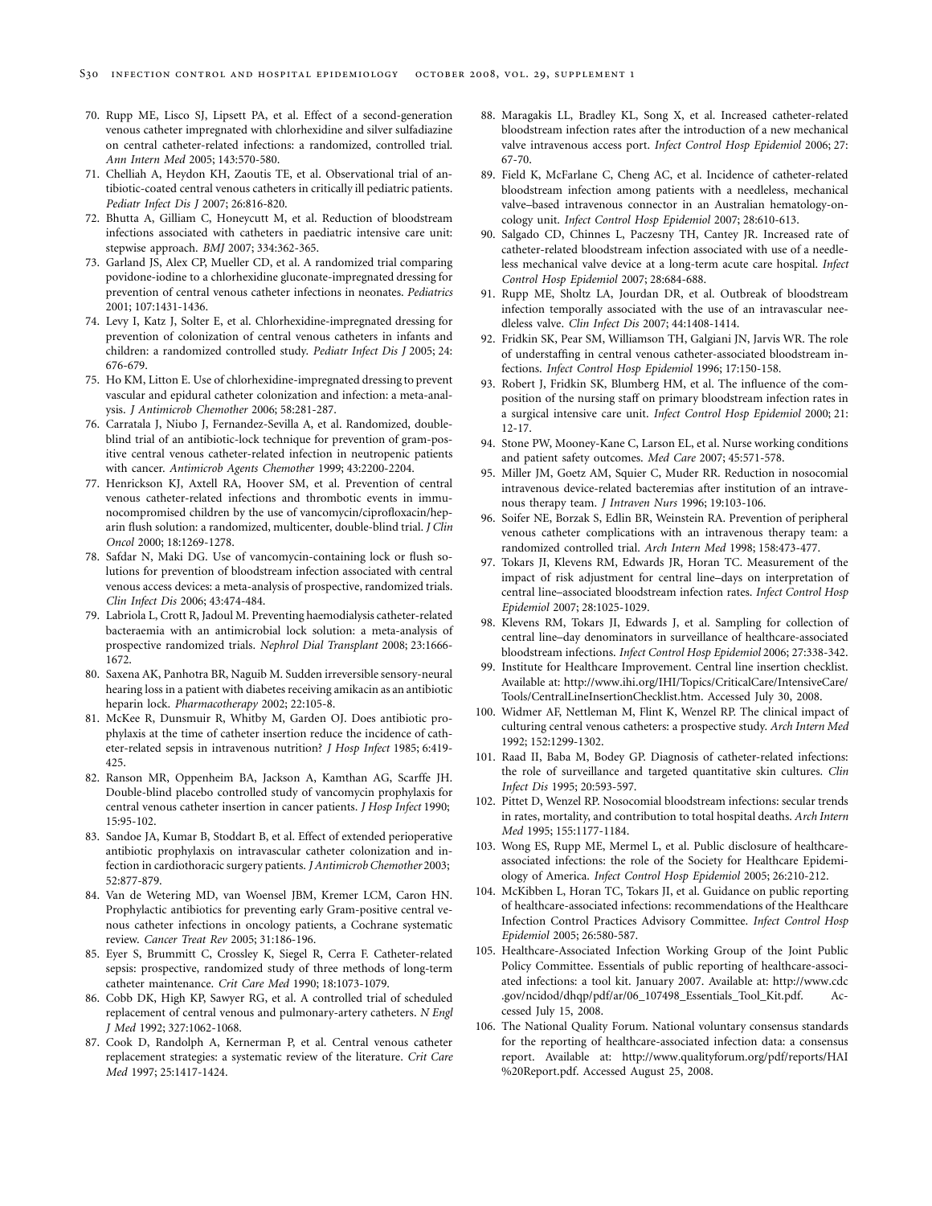70. Rupp ME, Lisco SJ, Lipsett PA, et al. Effect of a second-generation venous catheter impregnated with chlorhexidine and silver sulfadiazine on central catheter-related infections: a randomized, controlled trial. *Ann Intern Med* 2005; 143:570-580.
71. Chelliah A, Heydon KH, Zaoutis TE, et al. Observational trial of antibiotic-coated central venous catheters in critically ill pediatric patients. *Pediatr Infect Dis J* 2007; 26:816-820.
72. Bhutta A, Gilliam C, Honeycutt M, et al. Reduction of bloodstream infections associated with catheters in paediatric intensive care unit: stepwise approach. *BMJ* 2007; 334:362-365.
73. Garland JS, Alex CP, Mueller CD, et al. A randomized trial comparing povidone-iodine to a chlorhexidine gluconate-impregnated dressing for prevention of central venous catheter infections in neonates. *Pediatrics* 2001; 107:1431-1436.
74. Levy I, Katz J, Solter E, et al. Chlorhexidine-impregnated dressing for prevention of colonization of central venous catheters in infants and children: a randomized controlled study. *Pediatr Infect Dis J* 2005; 24: 676-679.
75. Ho KM, Litton E. Use of chlorhexidine-impregnated dressing to prevent vascular and epidural catheter colonization and infection: a meta-analysis. *J Antimicrob Chemother* 2006; 58:281-287.
76. Carratala J, Niubo J, Fernandez-Sevilla A, et al. Randomized, double-blind trial of an antibiotic-lock technique for prevention of gram-positive central venous catheter-related infection in neutropenic patients with cancer. *Antimicrob Agents Chemother* 1999; 43:2200-2204.
77. Henrickson KJ, Axtell RA, Hoover SM, et al. Prevention of central venous catheter-related infections and thrombotic events in immunocompromised children by the use of vancomycin/ciprofloxacin/heparin flush solution: a randomized, multicenter, double-blind trial. *J Clin Oncol* 2000; 18:1269-1278.
78. Safdar N, Maki DG. Use of vancomycin-containing lock or flush solutions for prevention of bloodstream infection associated with central venous access devices: a meta-analysis of prospective, randomized trials. *Clin Infect Dis* 2006; 43:474-484.
79. Labriola L, Crott R, Jadoul M. Preventing haemodialysis catheter-related bacteraemia with an antimicrobial lock solution: a meta-analysis of prospective randomized trials. *Nephrol Dial Transplant* 2008; 23:1666-1672.
80. Saxena AK, Panhotra BR, Naguib M. Sudden irreversible sensory-neural hearing loss in a patient with diabetes receiving amikacin as an antibiotic heparin lock. *Pharmacotherapy* 2002; 22:105-8.
81. McKee R, Dunsmuir R, Whitby M, Garden OJ. Does antibiotic prophylaxis at the time of catheter insertion reduce the incidence of catheter-related sepsis in intravenous nutrition? *J Hosp Infect* 1985; 6:419-425.
82. Ranson MR, Oppenheim BA, Jackson A, Kamthan AG, Scarffe JH. Double-blind placebo controlled study of vancomycin prophylaxis for central venous catheter insertion in cancer patients. *J Hosp Infect* 1990; 15:95-102.
83. Sandoe JA, Kumar B, Stoddart B, et al. Effect of extended perioperative antibiotic prophylaxis on intravascular catheter colonization and infection in cardiothoracic surgery patients. *J Antimicrob Chemother* 2003; 52:877-879.
84. Van de Wetering MD, van Woensel JBM, Kremer LCM, Caron HN. Prophylactic antibiotics for preventing early Gram-positive central venous catheter infections in oncology patients, a Cochrane systematic review. *Cancer Treat Rev* 2005; 31:186-196.
85. Eyer S, Brummitt C, Crossley K, Siegel R, Cerra F. Catheter-related sepsis: prospective, randomized study of three methods of long-term catheter maintenance. *Crit Care Med* 1990; 18:1073-1079.
86. Cobb DK, High KP, Sawyer RG, et al. A controlled trial of scheduled replacement of central venous and pulmonary-artery catheters. *N Engl J Med* 1992; 327:1062-1068.
87. Cook D, Randolph A, Kernerman P, et al. Central venous catheter replacement strategies: a systematic review of the literature. *Crit Care Med* 1997; 25:1417-1424.
88. Maragakis LL, Bradley KL, Song X, et al. Increased catheter-related bloodstream infection rates after the introduction of a new mechanical valve intravenous access port. *Infect Control Hosp Epidemiol* 2006; 27: 67-70.
89. Field K, McFarlane C, Cheng AC, et al. Incidence of catheter-related bloodstream infection among patients with a needleless, mechanical valve–based intravenous connector in an Australian hematology-oncology unit. *Infect Control Hosp Epidemiol* 2007; 28:610-613.
90. Salgado CD, Chinnes L, Paczesny TH, Cantey JR. Increased rate of catheter-related bloodstream infection associated with use of a needleless mechanical valve device at a long-term acute care hospital. *Infect Control Hosp Epidemiol* 2007; 28:684-688.
91. Rupp ME, Sholtz LA, Jourdan DR, et al. Outbreak of bloodstream infection temporally associated with the use of an intravascular needleless valve. *Clin Infect Dis* 2007; 44:1408-1414.
92. Fridkin SK, Pear SM, Williamson TH, Galgiani JN, Jarvis WR. The role of understaffing in central venous catheter-associated bloodstream infections. *Infect Control Hosp Epidemiol* 1996; 17:150-158.
93. Robert J, Fridkin SK, Blumberg HM, et al. The influence of the composition of the nursing staff on primary bloodstream infection rates in a surgical intensive care unit. *Infect Control Hosp Epidemiol* 2000; 21: 12-17.
94. Stone PW, Mooney-Kane C, Larson EL, et al. Nurse working conditions and patient safety outcomes. *Med Care* 2007; 45:571-578.
95. Miller JM, Goetz AM, Squier C, Muder RR. Reduction in nosocomial intravenous device-related bacteremias after institution of an intravenous therapy team. *J Intraven Nurs* 1996; 19:103-106.
96. Soifer NE, Borzak S, Edlin BR, Weinstein RA. Prevention of peripheral venous catheter complications with an intravenous therapy team: a randomized controlled trial. *Arch Intern Med* 1998; 158:473-477.
97. Tokars JI, Klevens RM, Edwards JR, Horan TC. Measurement of the impact of risk adjustment for central line–days on interpretation of central line–associated bloodstream infection rates. *Infect Control Hosp Epidemiol* 2007; 28:1025-1029.
98. Klevens RM, Tokars JI, Edwards J, et al. Sampling for collection of central line–day denominators in surveillance of healthcare-associated bloodstream infections. *Infect Control Hosp Epidemiol* 2006; 27:338-342.
99. Institute for Healthcare Improvement. Central line insertion checklist. Available at: http://www.ihi.org/IHI/Topics/CriticalCare/IntensiveCare/Tools/CentralLineInsertionChecklist.htm. Accessed July 30, 2008.
100. Widmer AF, Nettleman M, Flint K, Wenzel RP. The clinical impact of culturing central venous catheters: a prospective study. *Arch Intern Med* 1992; 152:1299-1302.
101. Raad II, Baba M, Bodey GP. Diagnosis of catheter-related infections: the role of surveillance and targeted quantitative skin cultures. *Clin Infect Dis* 1995; 20:593-597.
102. Pittet D, Wenzel RP. Nosocomial bloodstream infections: secular trends in rates, mortality, and contribution to total hospital deaths. *Arch Intern Med* 1995; 155:1177-1184.
103. Wong ES, Rupp ME, Mermel L, et al. Public disclosure of healthcare-associated infections: the role of the Society for Healthcare Epidemiology of America. *Infect Control Hosp Epidemiol* 2005; 26:210-212.
104. McKibben L, Horan TC, Tokars JI, et al. Guidance on public reporting of healthcare-associated infections: recommendations of the Healthcare Infection Control Practices Advisory Committee. *Infect Control Hosp Epidemiol* 2005; 26:580-587.
105. Healthcare-Associated Infection Working Group of the Joint Public Policy Committee. Essentials of public reporting of healthcare-associated infections: a tool kit. January 2007. Available at: http://www.cdc.gov/ncidod/dhqp/pdf/ar/06_107498_Essentials_Tool_Kit.pdf. Accessed July 15, 2008.
106. The National Quality Forum. National voluntary consensus standards for the reporting of healthcare-associated infection data: a consensus report. Available at: http://www.qualityforum.org/pdf/reports/HAI%20Report.pdf. Accessed August 25, 2008.